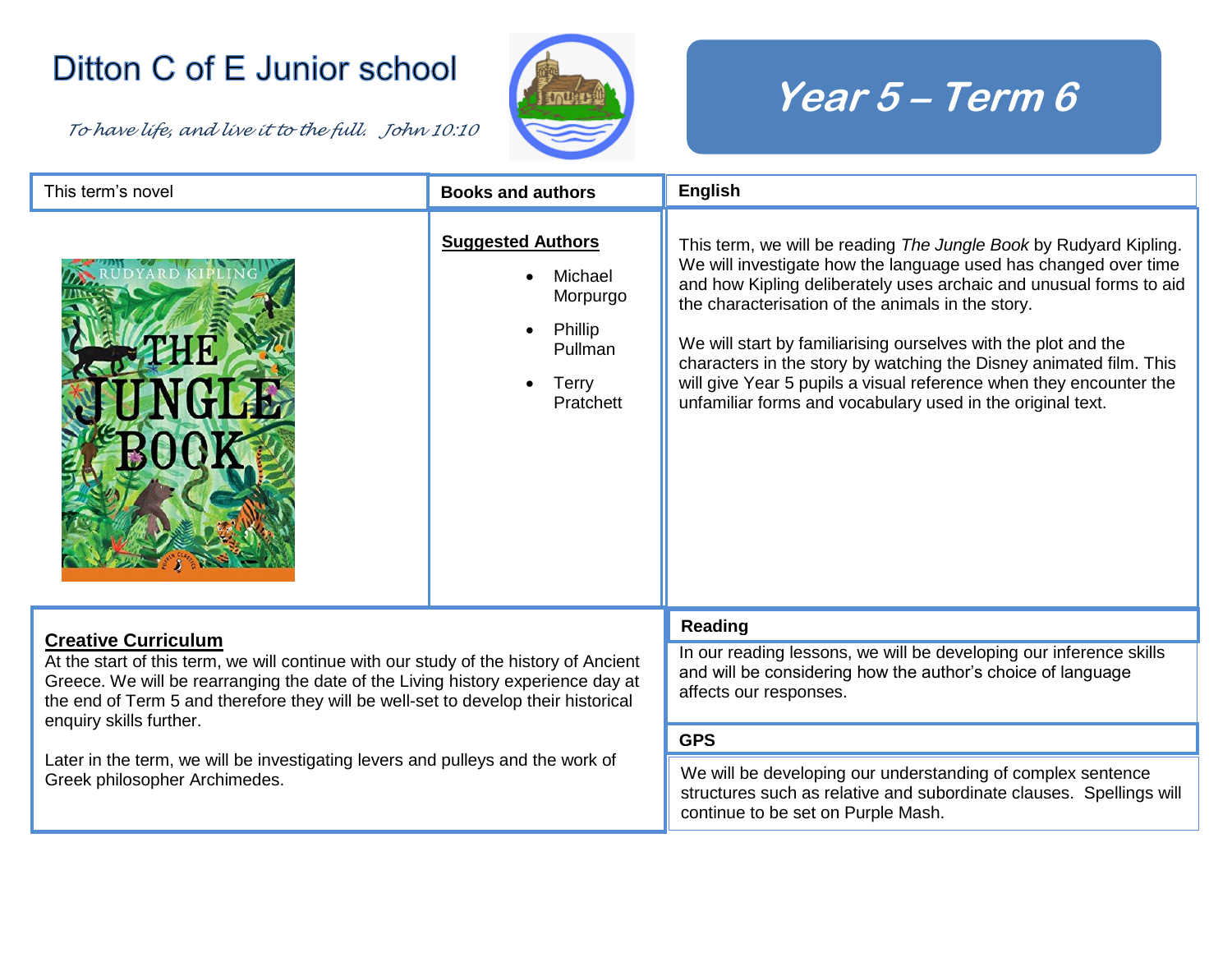# Ditton C of E Junior school

*To have life, and live it to the full. John 10:10*

## Year 5 – Term 6

### This term's novel

### Books and authors

**Suggested Authors**

- Michael Morpurgo
- Phillip Pullman
- Terry Pratchett

### English

This term, we will be reading *The Jungle Book* by Rudyard Kipling. We will investigate how the language used has changed over time and how Kipling deliberately uses archaic and unusual forms to aid the characterisation of the animals in the story.

We will start by familiarising ourselves with the plot and the characters in the story by watching the Disney animated film. This will give Year 5 pupils a visual reference when they encounter the unfamiliar forms and vocabulary used in the original text.

### Creative Curriculum

At the start of this term, we will continue with our study of the history of Ancient Greece. We will be rearranging the date of the Living history experience day at the end of Term 5 and therefore they will be well-set to develop their historical enquiry skills further.

Later in the term, we will be investigating levers and pulleys and the work of Greek philosopher Archimedes.

### Reading

In our reading lessons, we will be developing our inference skills and will be considering how the author's choice of language affects our responses.

### GPS

We will be developing our understanding of complex sentence structures such as relative and subordinate clauses. Spellings will continue to be set on Purple Mash.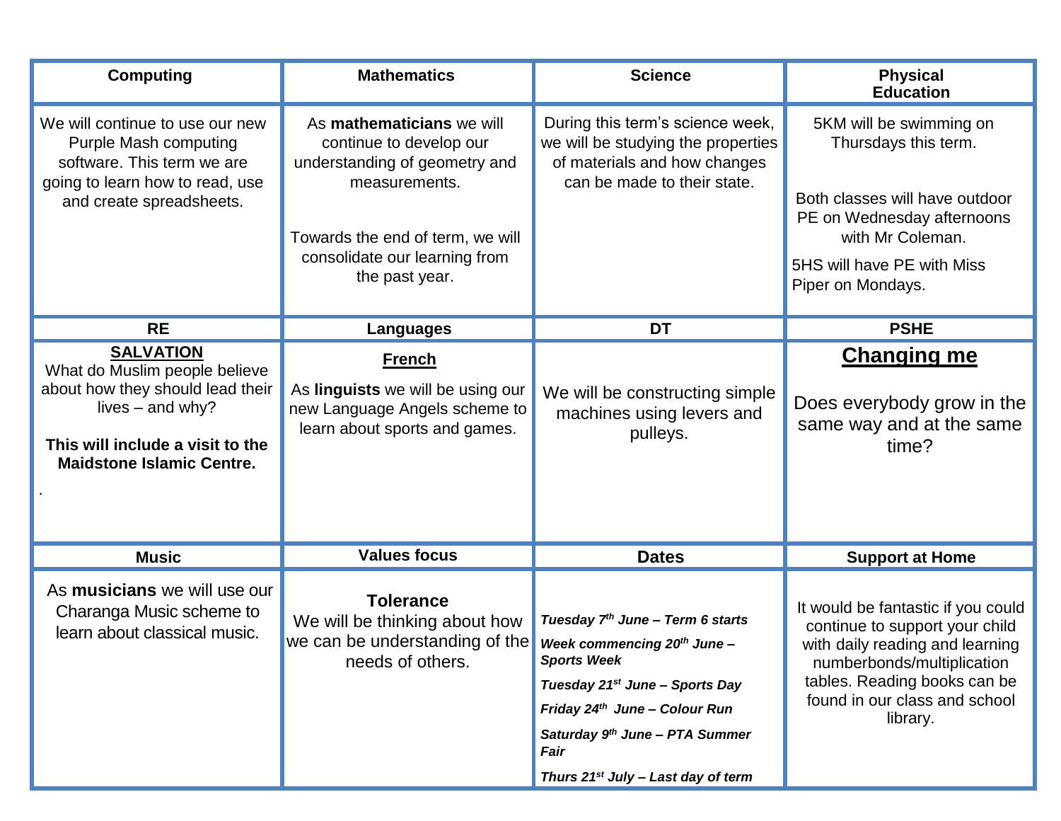| Computing | Mathematics | Science | Physical Education |
|---|---|---|---|
| We will continue to use our new Purple Mash computing software. This term we are going to learn how to read, use and create spreadsheets. | As **mathematicians** we will continue to develop our understanding of geometry and measurements.<br><br>Towards the end of term, we will consolidate our learning from the past year. | During this term's science week, we will be studying the properties of materials and how changes can be made to their state. | 5KM will be swimming on Thursdays this term.<br><br>Both classes will have outdoor PE on Wednesday afternoons with Mr Coleman.<br><br>5HS will have PE with Miss Piper on Mondays. |
| **RE** | **Languages** | **DT** | **PSHE** |
| **<u>SALVATION</u>**<br>What do Muslim people believe about how they should lead their lives – and why?<br><br>**This will include a visit to the Maidstone Islamic Centre.**<br><br>. | **<u>French</u>**<br><br>As **linguists** we will be using our new Language Angels scheme to learn about sports and games. | We will be constructing simple machines using levers and pulleys. | **<u>Changing me</u>**<br><br>Does everybody grow in the same way and at the same time? |
| **Music** | **Values focus** | **Dates** | **Support at Home** |
| As **musicians** we will use our Charanga Music scheme to learn about classical music. | **Tolerance**<br>We will be thinking about how we can be understanding of the needs of others. | ***Tuesday 7th June – Term 6 starts***<br><br>***Week commencing 20th June – Sports Week***<br><br>***Tuesday 21st June – Sports Day***<br><br>***Friday 24th June – Colour Run***<br><br>***Saturday 9th June – PTA Summer Fair***<br><br>***Thurs 21st July – Last day of term*** | It would be fantastic if you could continue to support your child with daily reading and learning numberbonds/multiplication tables. Reading books can be found in our class and school library. |